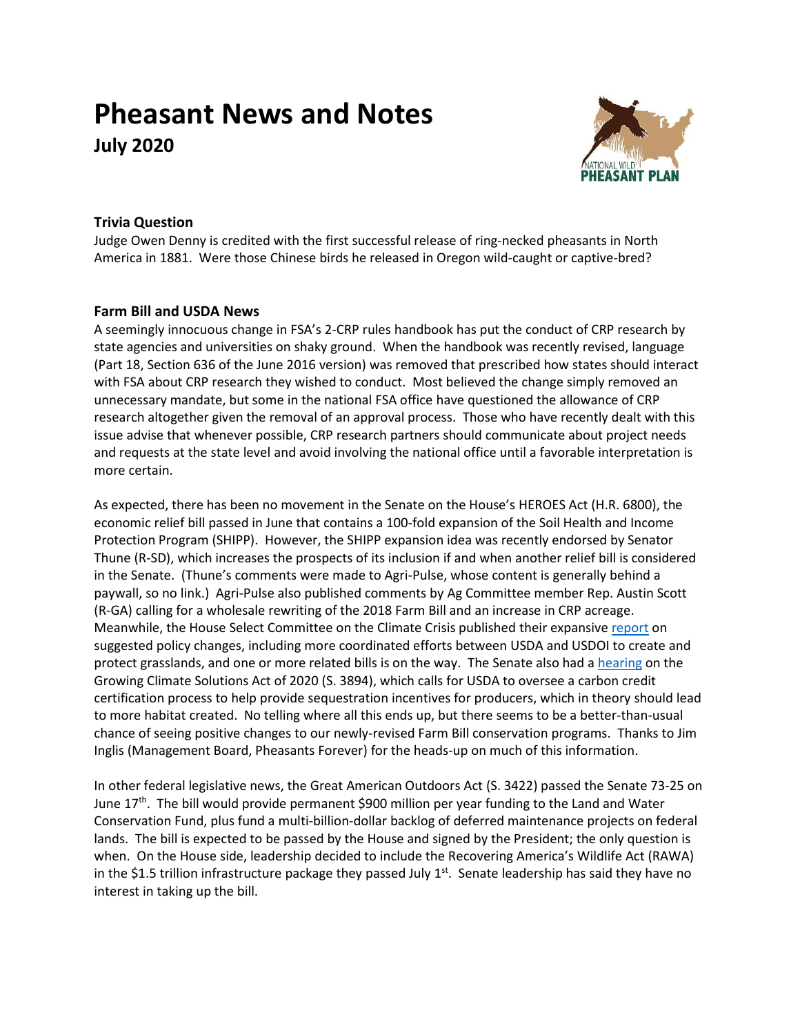# Pheasant News and Notes

## July 2020

### Trivia Question

Judge Owen Denny is credited with the first successful release of ring-necked pheasants in North America in 1881. Were those Chinese birds he released in Oregon wild-caught or captive-bred?

### Farm Bill and USDA News

A seemingly innocuous change in FSA's 2-CRP rules handbook has put the conduct of CRP research by state agencies and universities on shaky ground. When the handbook was recently revised, language (Part 18, Section 636 of the June 2016 version) was removed that prescribed how states should interact with FSA about CRP research they wished to conduct. Most believed the change simply removed an unnecessary mandate, but some in the national FSA office have questioned the allowance of CRP research altogether given the removal of an approval process. Those who have recently dealt with this issue advise that whenever possible, CRP research partners should communicate about project needs and requests at the state level and avoid involving the national office until a favorable interpretation is more certain.

As expected, there has been no movement in the Senate on the House's HEROES Act (H.R. 6800), the economic relief bill passed in June that contains a 100-fold expansion of the Soil Health and Income Protection Program (SHIPP). However, the SHIPP expansion idea was recently endorsed by Senator Thune (R-SD), which increases the prospects of its inclusion if and when another relief bill is considered in the Senate. (Thune's comments were made to Agri-Pulse, whose content is generally behind a paywall, so no link.) Agri-Pulse also published comments by Ag Committee member Rep. Austin Scott (R-GA) calling for a wholesale rewriting of the 2018 Farm Bill and an increase in CRP acreage. Meanwhile, the House Select Committee on the Climate Crisis published their expansive report on suggested policy changes, including more coordinated efforts between USDA and USDOI to create and protect grasslands, and one or more related bills is on the way. The Senate also had a hearing on the Growing Climate Solutions Act of 2020 (S. 3894), which calls for USDA to oversee a carbon credit certification process to help provide sequestration incentives for producers, which in theory should lead to more habitat created. No telling where all this ends up, but there seems to be a better-than-usual chance of seeing positive changes to our newly-revised Farm Bill conservation programs. Thanks to Jim Inglis (Management Board, Pheasants Forever) for the heads-up on much of this information.

In other federal legislative news, the Great American Outdoors Act (S. 3422) passed the Senate 73-25 on June 17th. The bill would provide permanent $900 million per year funding to the Land and Water Conservation Fund, plus fund a multi-billion-dollar backlog of deferred maintenance projects on federal lands. The bill is expected to be passed by the House and signed by the President; the only question is when. On the House side, leadership decided to include the Recovering America's Wildlife Act (RAWA) in the $1.5 trillion infrastructure package they passed July 1st. Senate leadership has said they have no interest in taking up the bill.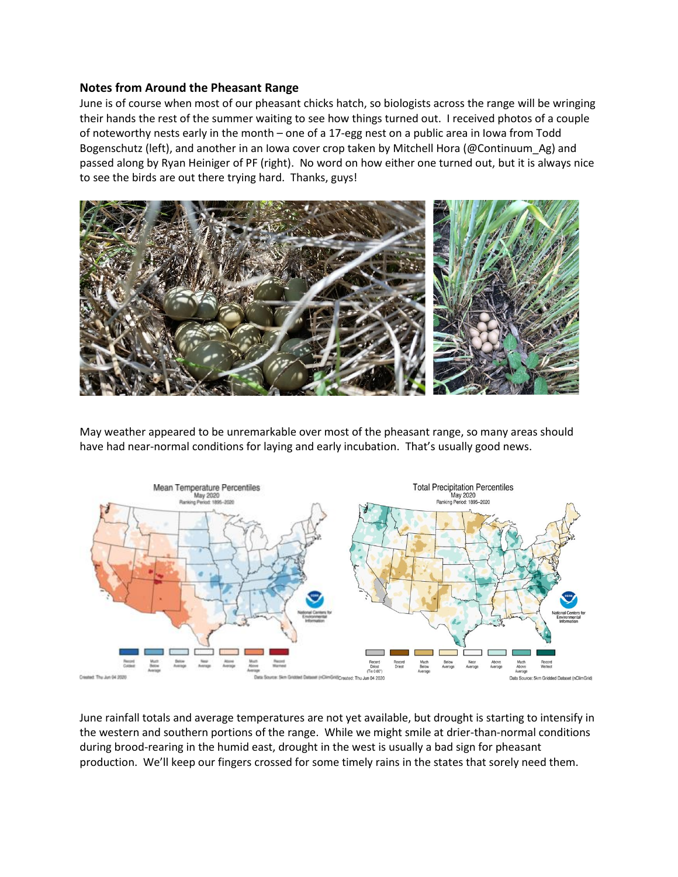### Notes from Around the Pheasant Range

June is of course when most of our pheasant chicks hatch, so biologists across the range will be wringing their hands the rest of the summer waiting to see how things turned out. I received photos of a couple of noteworthy nests early in the month – one of a 17-egg nest on a public area in Iowa from Todd Bogenschutz (left), and another in an Iowa cover crop taken by Mitchell Hora (@Continuum_Ag) and passed along by Ryan Heiniger of PF (right). No word on how either one turned out, but it is always nice to see the birds are out there trying hard. Thanks, guys!

May weather appeared to be unremarkable over most of the pheasant range, so many areas should have had near-normal conditions for laying and early incubation. That's usually good news.

June rainfall totals and average temperatures are not yet available, but drought is starting to intensify in the western and southern portions of the range. While we might smile at drier-than-normal conditions during brood-rearing in the humid east, drought in the west is usually a bad sign for pheasant production. We'll keep our fingers crossed for some timely rains in the states that sorely need them.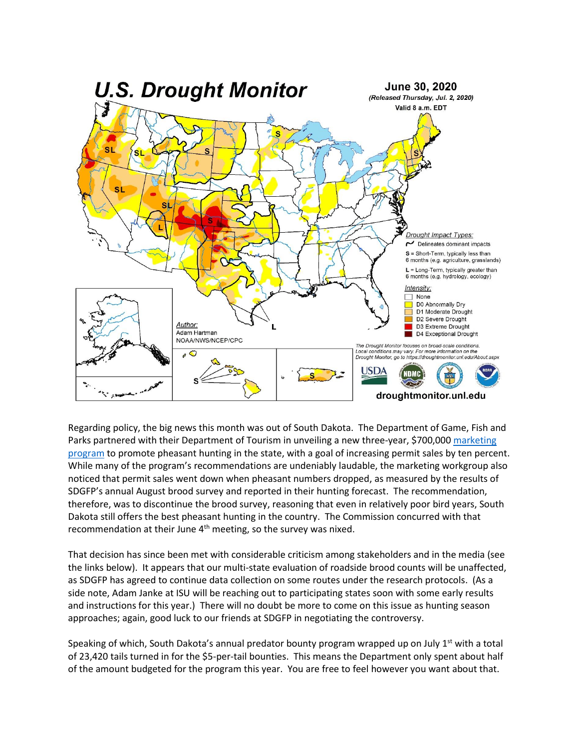Regarding policy, the big news this month was out of South Dakota. The Department of Game, Fish and Parks partnered with their Department of Tourism in unveiling a new three-year, $700,000 marketing program to promote pheasant hunting in the state, with a goal of increasing permit sales by ten percent. While many of the program's recommendations are undeniably laudable, the marketing workgroup also noticed that permit sales went down when pheasant numbers dropped, as measured by the results of SDGFP's annual August brood survey and reported in their hunting forecast. The recommendation, therefore, was to discontinue the brood survey, reasoning that even in relatively poor bird years, South Dakota still offers the best pheasant hunting in the country. The Commission concurred with that recommendation at their June 4th meeting, so the survey was nixed.

That decision has since been met with considerable criticism among stakeholders and in the media (see the links below). It appears that our multi-state evaluation of roadside brood counts will be unaffected, as SDGFP has agreed to continue data collection on some routes under the research protocols. (As a side note, Adam Janke at ISU will be reaching out to participating states soon with some early results and instructions for this year.) There will no doubt be more to come on this issue as hunting season approaches; again, good luck to our friends at SDGFP in negotiating the controversy.

Speaking of which, South Dakota's annual predator bounty program wrapped up on July 1st with a total of 23,420 tails turned in for the $5-per-tail bounties. This means the Department only spent about half of the amount budgeted for the program this year. You are free to feel however you want about that.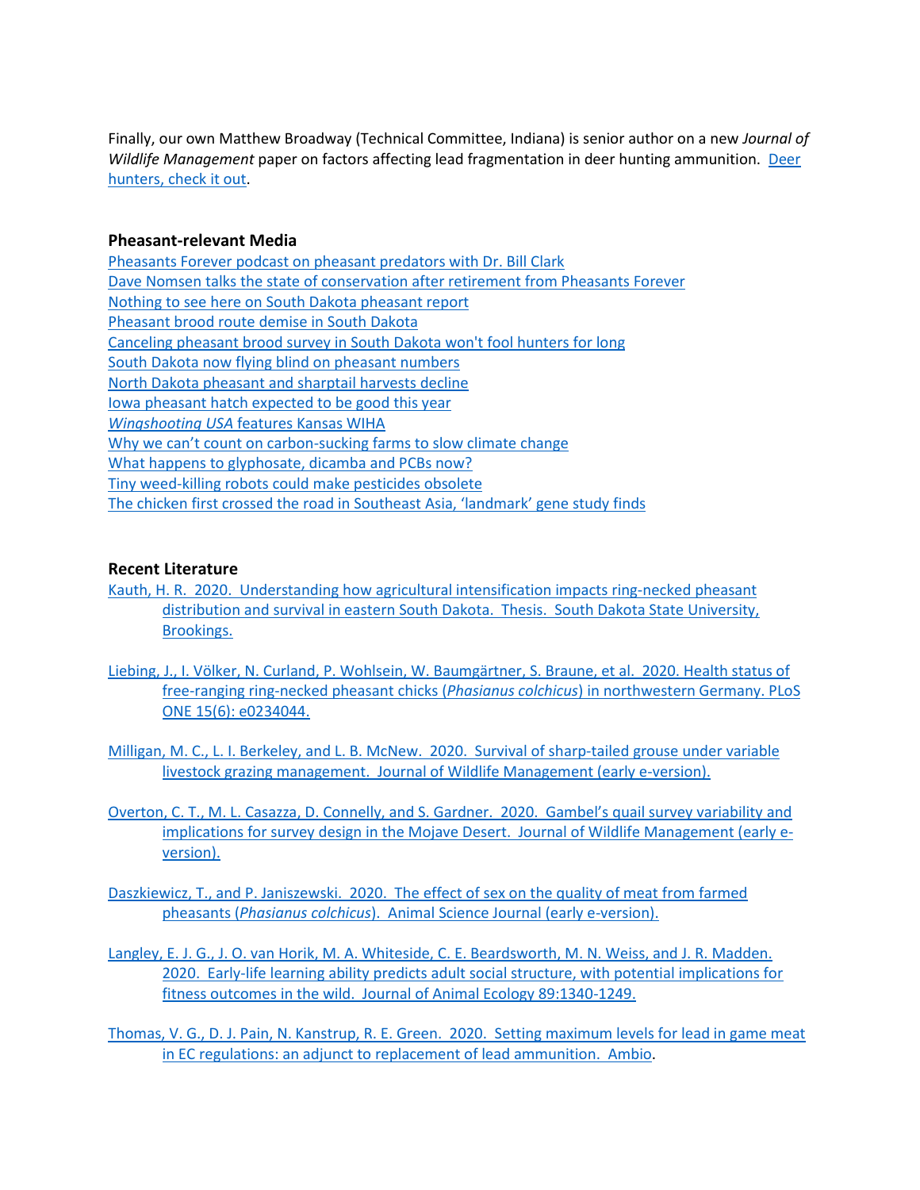Finally, our own Matthew Broadway (Technical Committee, Indiana) is senior author on a new *Journal of Wildlife Management* paper on factors affecting lead fragmentation in deer hunting ammunition. Deer hunters, check it out.

### Pheasant-relevant Media

Pheasants Forever podcast on pheasant predators with Dr. Bill Clark
Dave Nomsen talks the state of conservation after retirement from Pheasants Forever
Nothing to see here on South Dakota pheasant report
Pheasant brood route demise in South Dakota
Canceling pheasant brood survey in South Dakota won't fool hunters for long
South Dakota now flying blind on pheasant numbers
North Dakota pheasant and sharptail harvests decline
Iowa pheasant hatch expected to be good this year
*Wingshooting USA* features Kansas WIHA
Why we can't count on carbon-sucking farms to slow climate change
What happens to glyphosate, dicamba and PCBs now?
Tiny weed-killing robots could make pesticides obsolete
The chicken first crossed the road in Southeast Asia, 'landmark' gene study finds

### Recent Literature

Kauth, H. R. 2020. Understanding how agricultural intensification impacts ring-necked pheasant distribution and survival in eastern South Dakota. Thesis. South Dakota State University, Brookings.

Liebing, J., I. Völker, N. Curland, P. Wohlsein, W. Baumgärtner, S. Braune, et al. 2020. Health status of free-ranging ring-necked pheasant chicks (*Phasianus colchicus*) in northwestern Germany. PLoS ONE 15(6): e0234044.

Milligan, M. C., L. I. Berkeley, and L. B. McNew. 2020. Survival of sharp-tailed grouse under variable livestock grazing management. Journal of Wildlife Management (early e-version).

Overton, C. T., M. L. Casazza, D. Connelly, and S. Gardner. 2020. Gambel's quail survey variability and implications for survey design in the Mojave Desert. Journal of Wildlife Management (early e-version).

Daszkiewicz, T., and P. Janiszewski. 2020. The effect of sex on the quality of meat from farmed pheasants (*Phasianus colchicus*). Animal Science Journal (early e-version).

Langley, E. J. G., J. O. van Horik, M. A. Whiteside, C. E. Beardsworth, M. N. Weiss, and J. R. Madden. 2020. Early-life learning ability predicts adult social structure, with potential implications for fitness outcomes in the wild. Journal of Animal Ecology 89:1340-1249.

Thomas, V. G., D. J. Pain, N. Kanstrup, R. E. Green. 2020. Setting maximum levels for lead in game meat in EC regulations: an adjunct to replacement of lead ammunition. Ambio.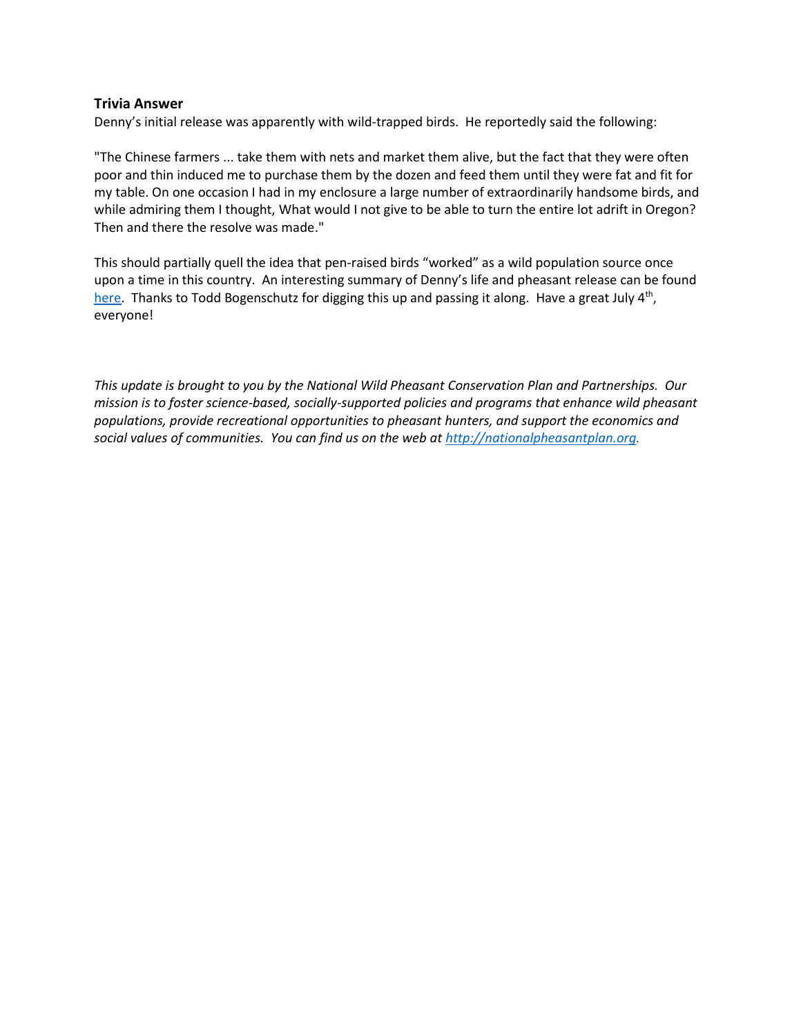### Trivia Answer

Denny's initial release was apparently with wild-trapped birds. He reportedly said the following:

"The Chinese farmers ... take them with nets and market them alive, but the fact that they were often poor and thin induced me to purchase them by the dozen and feed them until they were fat and fit for my table. On one occasion I had in my enclosure a large number of extraordinarily handsome birds, and while admiring them I thought, What would I not give to be able to turn the entire lot adrift in Oregon? Then and there the resolve was made."

This should partially quell the idea that pen-raised birds "worked" as a wild population source once upon a time in this country. An interesting summary of Denny's life and pheasant release can be found [here](). Thanks to Todd Bogenschutz for digging this up and passing it along. Have a great July 4th, everyone!

*This update is brought to you by the National Wild Pheasant Conservation Plan and Partnerships. Our mission is to foster science-based, socially-supported policies and programs that enhance wild pheasant populations, provide recreational opportunities to pheasant hunters, and support the economics and social values of communities. You can find us on the web at [http://nationalpheasantplan.org](http://nationalpheasantplan.org).*